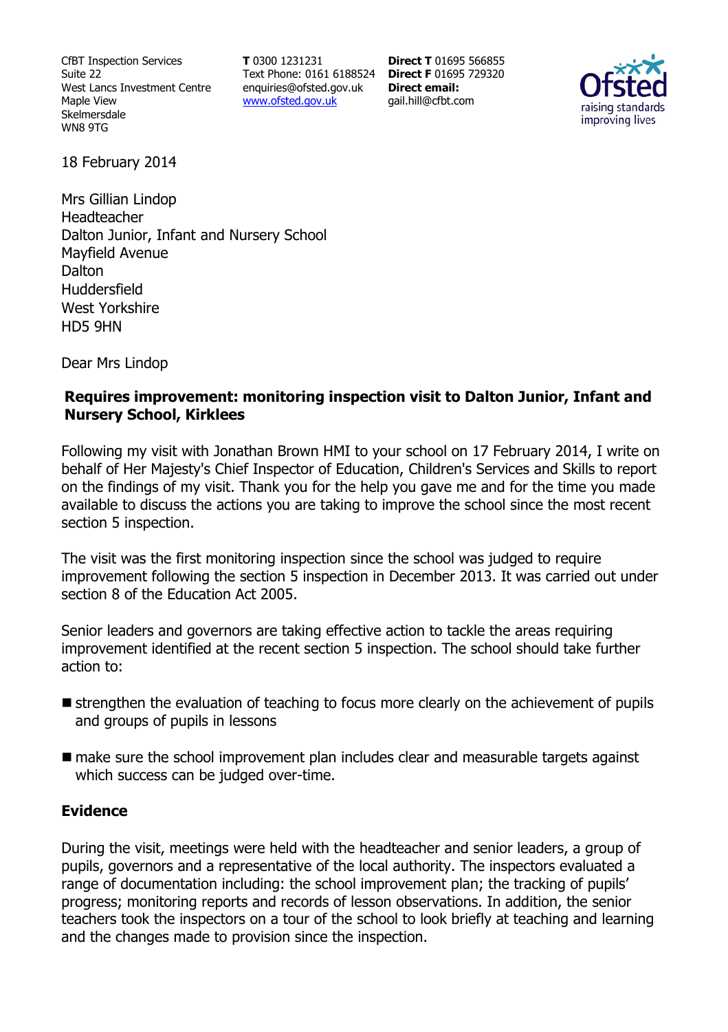CfBT Inspection Services
Suite 22
West Lancs Investment Centre
Maple View
Skelmersdale
WN8 9TG

**T** 0300 1231231
Text Phone: 0161 6188524
enquiries@ofsted.gov.uk
www.ofsted.gov.uk

**Direct T** 01695 566855
**Direct F** 01695 729320
**Direct email:**
gail.hill@cfbt.com

18 February 2014

Mrs Gillian Lindop
Headteacher
Dalton Junior, Infant and Nursery School
Mayfield Avenue
Dalton
Huddersfield
West Yorkshire
HD5 9HN

Dear Mrs Lindop

**Requires improvement: monitoring inspection visit to Dalton Junior, Infant and Nursery School, Kirklees**

Following my visit with Jonathan Brown HMI to your school on 17 February 2014, I write on behalf of Her Majesty's Chief Inspector of Education, Children's Services and Skills to report on the findings of my visit. Thank you for the help you gave me and for the time you made available to discuss the actions you are taking to improve the school since the most recent section 5 inspection.

The visit was the first monitoring inspection since the school was judged to require improvement following the section 5 inspection in December 2013. It was carried out under section 8 of the Education Act 2005.

Senior leaders and governors are taking effective action to tackle the areas requiring improvement identified at the recent section 5 inspection. The school should take further action to:

- strengthen the evaluation of teaching to focus more clearly on the achievement of pupils and groups of pupils in lessons
- make sure the school improvement plan includes clear and measurable targets against which success can be judged over-time.

## Evidence

During the visit, meetings were held with the headteacher and senior leaders, a group of pupils, governors and a representative of the local authority. The inspectors evaluated a range of documentation including: the school improvement plan; the tracking of pupils' progress; monitoring reports and records of lesson observations. In addition, the senior teachers took the inspectors on a tour of the school to look briefly at teaching and learning and the changes made to provision since the inspection.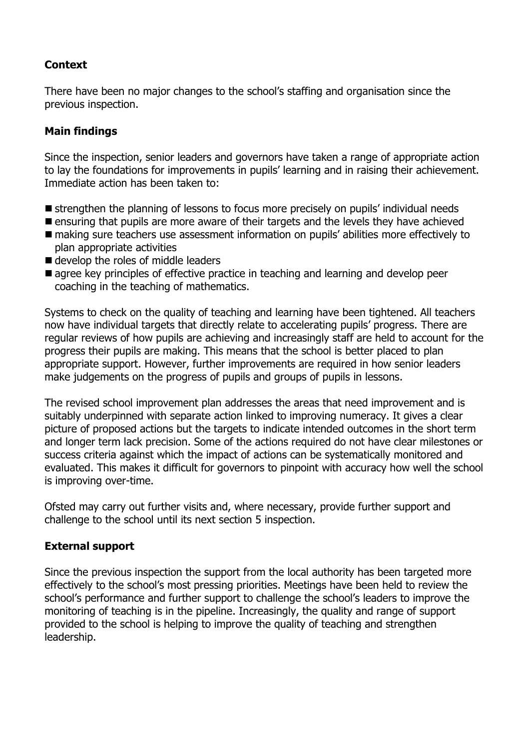### Context

There have been no major changes to the school's staffing and organisation since the previous inspection.

### Main findings

Since the inspection, senior leaders and governors have taken a range of appropriate action to lay the foundations for improvements in pupils' learning and in raising their achievement. Immediate action has been taken to:

- strengthen the planning of lessons to focus more precisely on pupils' individual needs
- ensuring that pupils are more aware of their targets and the levels they have achieved
- making sure teachers use assessment information on pupils' abilities more effectively to plan appropriate activities
- develop the roles of middle leaders
- agree key principles of effective practice in teaching and learning and develop peer coaching in the teaching of mathematics.

Systems to check on the quality of teaching and learning have been tightened. All teachers now have individual targets that directly relate to accelerating pupils' progress. There are regular reviews of how pupils are achieving and increasingly staff are held to account for the progress their pupils are making. This means that the school is better placed to plan appropriate support. However, further improvements are required in how senior leaders make judgements on the progress of pupils and groups of pupils in lessons.

The revised school improvement plan addresses the areas that need improvement and is suitably underpinned with separate action linked to improving numeracy. It gives a clear picture of proposed actions but the targets to indicate intended outcomes in the short term and longer term lack precision. Some of the actions required do not have clear milestones or success criteria against which the impact of actions can be systematically monitored and evaluated. This makes it difficult for governors to pinpoint with accuracy how well the school is improving over-time.

Ofsted may carry out further visits and, where necessary, provide further support and challenge to the school until its next section 5 inspection.

### External support

Since the previous inspection the support from the local authority has been targeted more effectively to the school's most pressing priorities. Meetings have been held to review the school's performance and further support to challenge the school's leaders to improve the monitoring of teaching is in the pipeline. Increasingly, the quality and range of support provided to the school is helping to improve the quality of teaching and strengthen leadership.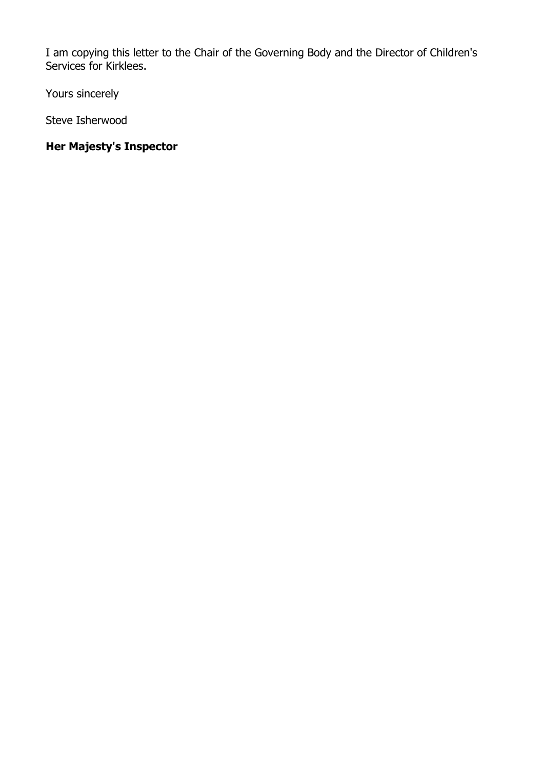I am copying this letter to the Chair of the Governing Body and the Director of Children's Services for Kirklees.

Yours sincerely

Steve Isherwood

**Her Majesty's Inspector**